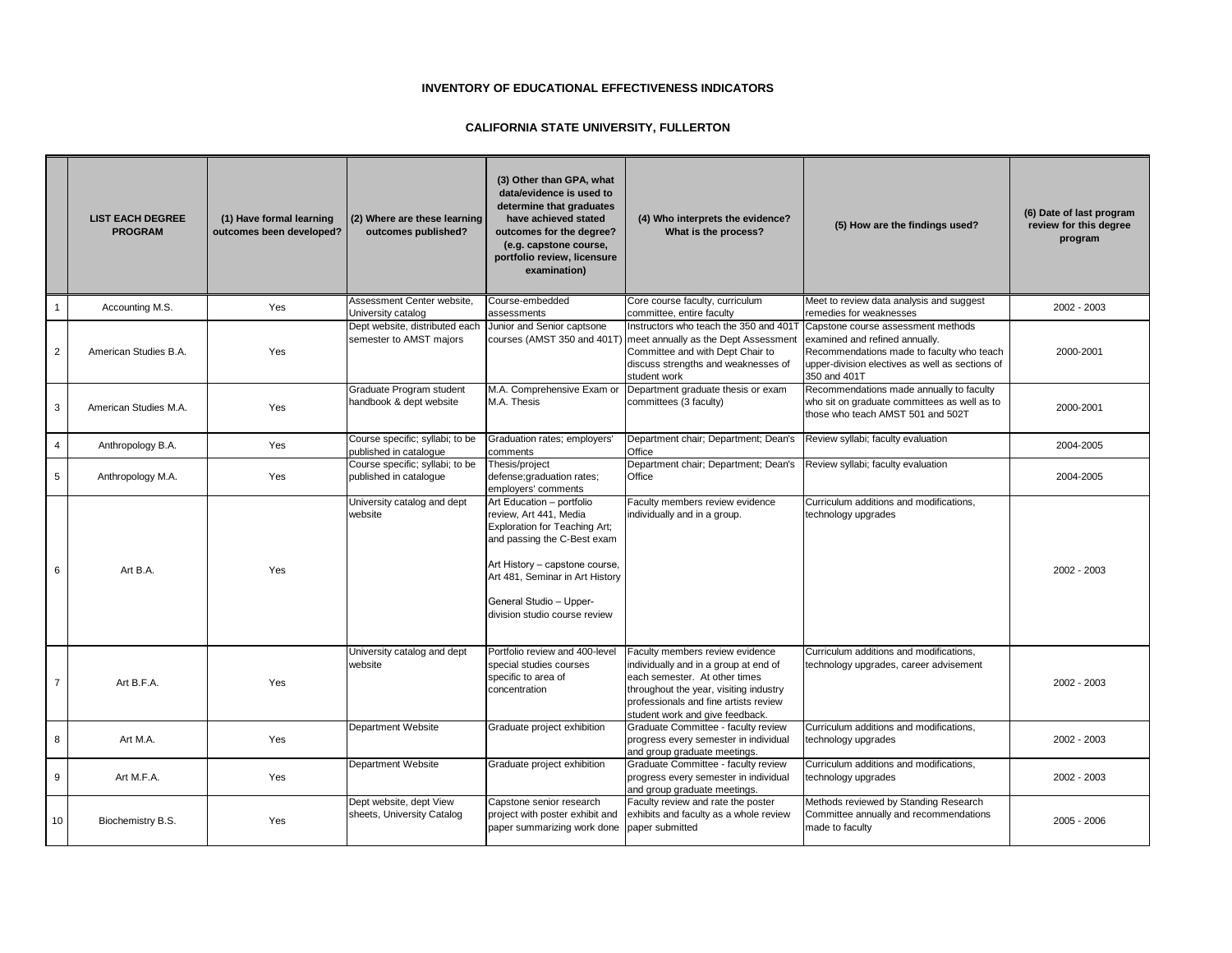**INVENTORY OF EDUCATIONAL EFFECTIVENESS INDICATORS**

**CALIFORNIA STATE UNIVERSITY, FULLERTON**

| | LIST EACH DEGREE PROGRAM | (1) Have formal learning outcomes been developed? | (2) Where are these learning outcomes published? | (3) Other than GPA, what data/evidence is used to determine that graduates have achieved stated outcomes for the degree? (e.g. capstone course, portfolio review, licensure examination) | (4) Who interprets the evidence? What is the process? | (5) How are the findings used? | (6) Date of last program review for this degree program |
|---|---|---|---|---|---|---|---|
| 1 | Accounting M.S. | Yes | Assessment Center website, University catalog | Course-embedded assessments | Core course faculty, curriculum committee, entire faculty | Meet to review data analysis and suggest remedies for weaknesses | 2002 - 2003 |
| 2 | American Studies B.A. | Yes | Dept website, distributed each semester to AMST majors | Junior and Senior captsone courses (AMST 350 and 401T) | Instructors who teach the 350 and 401T meet annually as the Dept Assessment Committee and with Dept Chair to discuss strengths and weaknesses of student work | Capstone course assessment methods examined and refined annually. Recommendations made to faculty who teach upper-division electives as well as sections of 350 and 401T | 2000-2001 |
| 3 | American Studies M.A. | Yes | Graduate Program student handbook & dept website | M.A. Comprehensive Exam or M.A. Thesis | Department graduate thesis or exam committees (3 faculty) | Recommendations made annually to faculty who sit on graduate committees as well as to those who teach AMST 501 and 502T | 2000-2001 |
| 4 | Anthropology B.A. | Yes | Course specific; syllabi; to be published in catalogue | Graduation rates; employers' comments | Department chair; Department; Dean's Office | Review syllabi; faculty evaluation | 2004-2005 |
| 5 | Anthropology M.A. | Yes | Course specific; syllabi; to be published in catalogue | Thesis/project defense;graduation rates; employers' comments | Department chair; Department; Dean's Office | Review syllabi; faculty evaluation | 2004-2005 |
| 6 | Art B.A. | Yes | University catalog and dept website | Art Education – portfolio review, Art 441, Media Exploration for Teaching Art; and passing the C-Best exam<br><br>Art History – capstone course, Art 481, Seminar in Art History<br><br>General Studio – Upper-division studio course review | Faculty members review evidence individually and in a group. | Curriculum additions and modifications, technology upgrades | 2002 - 2003 |
| 7 | Art B.F.A. | Yes | University catalog and dept website | Portfolio review and 400-level special studies courses specific to area of concentration | Faculty members review evidence individually and in a group at end of each semester. At other times throughout the year, visiting industry professionals and fine artists review student work and give feedback. | Curriculum additions and modifications, technology upgrades, career advisement | 2002 - 2003 |
| 8 | Art M.A. | Yes | Department Website | Graduate project exhibition | Graduate Committee - faculty review progress every semester in individual and group graduate meetings. | Curriculum additions and modifications, technology upgrades | 2002 - 2003 |
| 9 | Art M.F.A. | Yes | Department Website | Graduate project exhibition | Graduate Committee - faculty review progress every semester in individual and group graduate meetings. | Curriculum additions and modifications, technology upgrades | 2002 - 2003 |
| 10 | Biochemistry B.S. | Yes | Dept website, dept View sheets, University Catalog | Capstone senior research project with poster exhibit and paper summarizing work done | Faculty review and rate the poster exhibits and faculty as a whole review paper submitted | Methods reviewed by Standing Research Committee annually and recommendations made to faculty | 2005 - 2006 |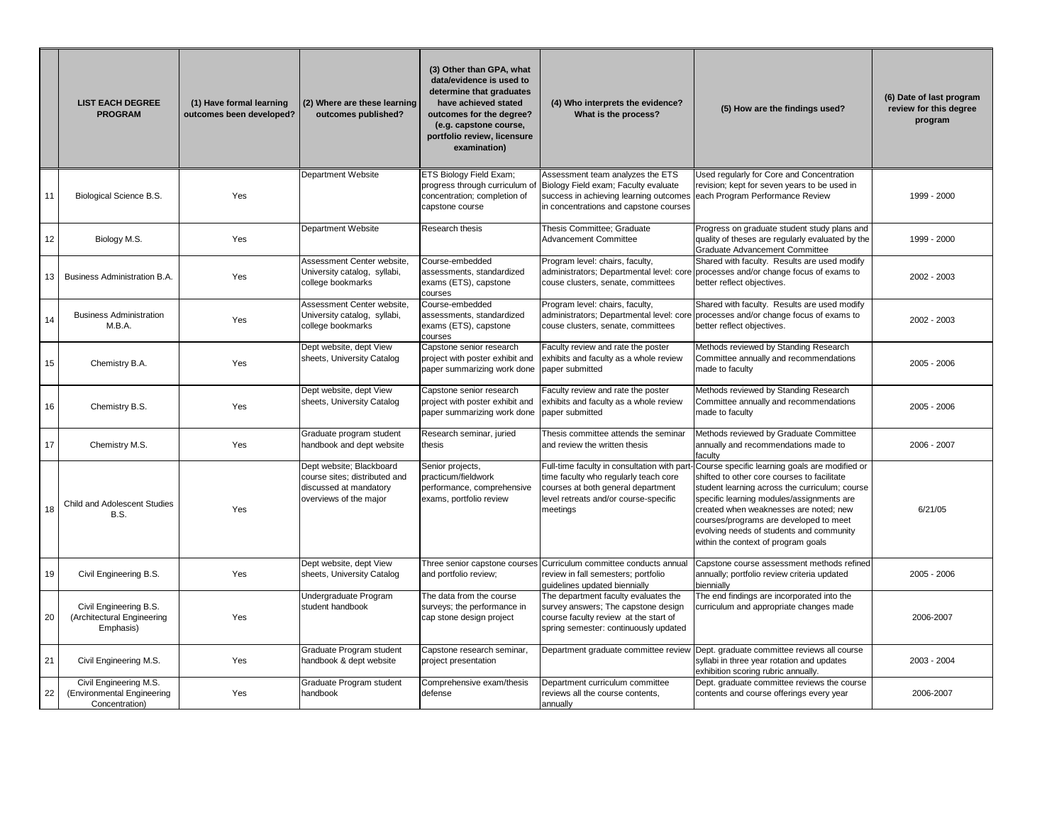| | LIST EACH DEGREE PROGRAM | (1) Have formal learning outcomes been developed? | (2) Where are these learning outcomes published? | (3) Other than GPA, what data/evidence is used to determine that graduates have achieved stated outcomes for the degree? (e.g. capstone course, portfolio review, licensure examination) | (4) Who interprets the evidence? What is the process? | (5) How are the findings used? | (6) Date of last program review for this degree program |
|---|---|---|---|---|---|---|---|
| 11 | Biological Science B.S. | Yes | Department Website | ETS Biology Field Exam; progress through curriculum of concentration; completion of capstone course | Assessment team analyzes the ETS Biology Field exam; Faculty evaluate success in achieving learning outcomes in concentrations and capstone courses | Used regularly for Core and Concentration revision; kept for seven years to be used in each Program Performance Review | 1999 - 2000 |
| 12 | Biology M.S. | Yes | Department Website | Research thesis | Thesis Committee; Graduate Advancement Committee | Progress on graduate student study plans and quality of theses are regularly evaluated by the Graduate Advancement Committee | 1999 - 2000 |
| 13 | Business Administration B.A. | Yes | Assessment Center website, University catalog, syllabi, college bookmarks | Course-embedded assessments, standardized exams (ETS), capstone courses | Program level: chairs, faculty, administrators; Departmental level: core couse clusters, senate, committees | Shared with faculty. Results are used modify processes and/or change focus of exams to better reflect objectives. | 2002 - 2003 |
| 14 | Business Administration M.B.A. | Yes | Assessment Center website, University catalog, syllabi, college bookmarks | Course-embedded assessments, standardized exams (ETS), capstone courses | Program level: chairs, faculty, administrators; Departmental level: core couse clusters, senate, committees | Shared with faculty. Results are used modify processes and/or change focus of exams to better reflect objectives. | 2002 - 2003 |
| 15 | Chemistry B.A. | Yes | Dept website, dept View sheets, University Catalog | Capstone senior research project with poster exhibit and paper summarizing work done | Faculty review and rate the poster exhibits and faculty as a whole review paper submitted | Methods reviewed by Standing Research Committee annually and recommendations made to faculty | 2005 - 2006 |
| 16 | Chemistry B.S. | Yes | Dept website, dept View sheets, University Catalog | Capstone senior research project with poster exhibit and paper summarizing work done | Faculty review and rate the poster exhibits and faculty as a whole review paper submitted | Methods reviewed by Standing Research Committee annually and recommendations made to faculty | 2005 - 2006 |
| 17 | Chemistry M.S. | Yes | Graduate program student handbook and dept website | Research seminar, juried thesis | Thesis committee attends the seminar and review the written thesis | Methods reviewed by Graduate Committee annually and recommendations made to faculty | 2006 - 2007 |
| 18 | Child and Adolescent Studies B.S. | Yes | Dept website; Blackboard course sites; distributed and discussed at mandatory overviews of the major | Senior projects, practicum/fieldwork performance, comprehensive exams, portfolio review | Full-time faculty in consultation with part-time faculty who regularly teach core courses at both general department level retreats and/or course-specific meetings | Course specific learning goals are modified or shifted to other core courses to facilitate student learning across the curriculum; course specific learning modules/assignments are created when weaknesses are noted; new courses/programs are developed to meet evolving needs of students and community within the context of program goals | 6/21/05 |
| 19 | Civil Engineering B.S. | Yes | Dept website, dept View sheets, University Catalog | Three senior capstone courses and portfolio review; | Curriculum committee conducts annual review in fall semesters; portfolio guidelines updated biennially | Capstone course assessment methods refined annually; portfolio review criteria updated biennially | 2005 - 2006 |
| 20 | Civil Engineering B.S. (Architectural Engineering Emphasis) | Yes | Undergraduate Program student handbook | The data from the course surveys; the performance in cap stone design project | The department faculty evaluates the survey answers; The capstone design course faculty review at the start of spring semester: continuously updated | The end findings are incorporated into the curriculum and appropriate changes made | 2006-2007 |
| 21 | Civil Engineering M.S. | Yes | Graduate Program student handbook & dept website | Capstone research seminar, project presentation | Department graduate committee review | Dept. graduate committee reviews all course syllabi in three year rotation and updates exhibition scoring rubric annually. | 2003 - 2004 |
| 22 | Civil Engineering M.S. (Environmental Engineering Concentration) | Yes | Graduate Program student handbook | Comprehensive exam/thesis defense | Department curriculum committee reviews all the course contents, annually | Dept. graduate committee reviews the course contents and course offerings every year | 2006-2007 |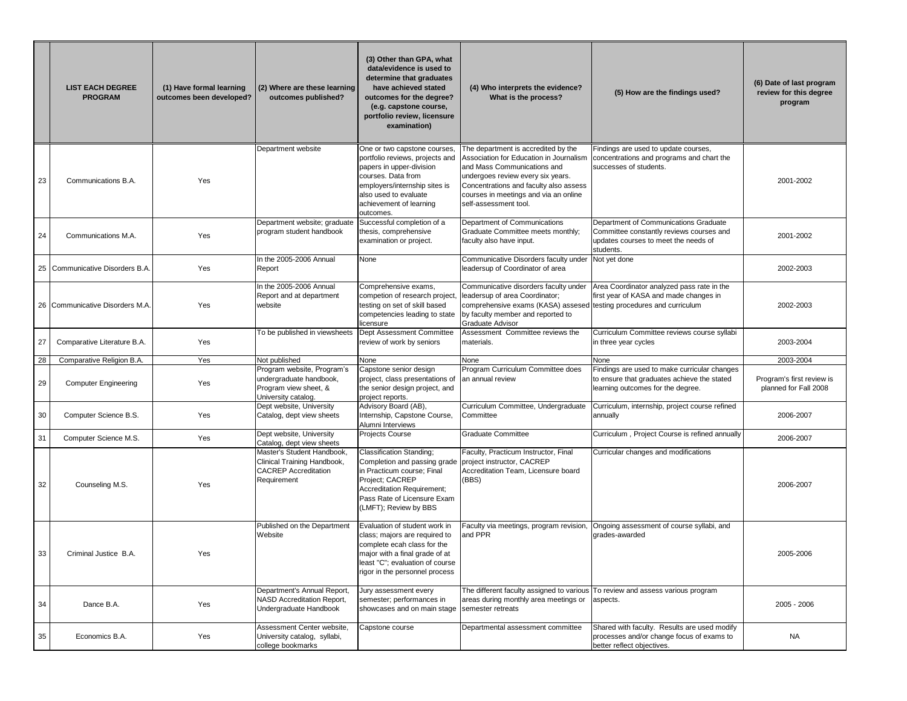| | LIST EACH DEGREE PROGRAM | (1) Have formal learning outcomes been developed? | (2) Where are these learning outcomes published? | (3) Other than GPA, what data/evidence is used to determine that graduates have achieved stated outcomes for the degree? (e.g. capstone course, portfolio review, licensure examination) | (4) Who interprets the evidence? What is the process? | (5) How are the findings used? | (6) Date of last program review for this degree program |
|---|---|---|---|---|---|---|---|
| 23 | Communications B.A. | Yes | Department website | One or two capstone courses, portfolio reviews, projects and papers in upper-division courses. Data from employers/internship sites is also used to evaluate achievement of learning outcomes. | The department is accredited by the Association for Education in Journalism and Mass Communications and undergoes review every six years. Concentrations and faculty also assess courses in meetings and via an online self-assessment tool. | Findings are used to update courses, concentrations and programs and chart the successes of students. | 2001-2002 |
| 24 | Communications M.A. | Yes | Department website; graduate program student handbook | Successful completion of a thesis, comprehensive examination or project. | Department of Communications Graduate Committee meets monthly; faculty also have input. | Department of Communications Graduate Committee constantly reviews courses and updates courses to meet the needs of students. | 2001-2002 |
| 25 | Communicative Disorders B.A. | Yes | In the 2005-2006 Annual Report | None | Communicative Disorders faculty under leadersup of Coordinator of area | Not yet done | 2002-2003 |
| 26 | Communicative Disorders M.A. | Yes | In the 2005-2006 Annual Report and at department website | Comprehensive exams, competion of research project, testing on set of skill based competencies leading to state licensure | Communicative disorders faculty under leadersup of area Coordinator; comprehensive exams (KASA) assesed by faculty member and reported to Graduate Advisor | Area Coordinator analyzed pass rate in the first year of KASA and made changes in testing procedures and curriculum | 2002-2003 |
| 27 | Comparative Literature B.A. | Yes | To be published in viewsheets | Dept Assessment Committee review of work by seniors | Assessment Committee reviews the materials. | Curriculum Committee reviews course syllabi in three year cycles | 2003-2004 |
| 28 | Comparative Religion B.A. | Yes | Not published | None | None | None | 2003-2004 |
| 29 | Computer Engineering | Yes | Program website, Program's undergraduate handbook, Program view sheet, & University catalog. | Capstone senior design project, class presentations of the senior design project, and project reports. | Program Curriculum Committee does an annual review | Findings are used to make curricular changes to ensure that graduates achieve the stated learning outcomes for the degree. | Program's first review is planned for Fall 2008 |
| 30 | Computer Science B.S. | Yes | Dept website, University Catalog, dept view sheets | Advisory Board (AB), Internship, Capstone Course, Alumni Interviews | Curriculum Committee, Undergraduate Committee | Curriculum, internship, project course refined annually | 2006-2007 |
| 31 | Computer Science M.S. | Yes | Dept website, University Catalog, dept view sheets | Projects Course | Graduate Committee | Curriculum , Project Course is refined annually | 2006-2007 |
| 32 | Counseling M.S. | Yes | Master's Student Handbook, Clinical Training Handbook, CACREP Accreditation Requirement | Classification Standing; Completion and passing grade in Practicum course; Final Project; CACREP Accreditation Requirement; Pass Rate of Licensure Exam (LMFT); Review by BBS | Faculty, Practicum Instructor, Final project instructor, CACREP Accreditation Team, Licensure board (BBS) | Curricular changes and modifications | 2006-2007 |
| 33 | Criminal Justice B.A. | Yes | Published on the Department Website | Evaluation of student work in class; majors are required to complete ecah class for the major with a final grade of at least "C"; evaluation of course rigor in the personnel process | Faculty via meetings, program revision, and PPR | Ongoing assessment of course syllabi, and grades-awarded | 2005-2006 |
| 34 | Dance B.A. | Yes | Department's Annual Report, NASD Accreditation Report, Undergraduate Handbook | Jury assessment every semester; performances in showcases and on main stage | The different faculty assigned to various areas during monthly area meetings or semester retreats | To review and assess various program aspects. | 2005 - 2006 |
| 35 | Economics B.A. | Yes | Assessment Center website, University catalog, syllabi, college bookmarks | Capstone course | Departmental assessment committee | Shared with faculty. Results are used modify processes and/or change focus of exams to better reflect objectives. | NA |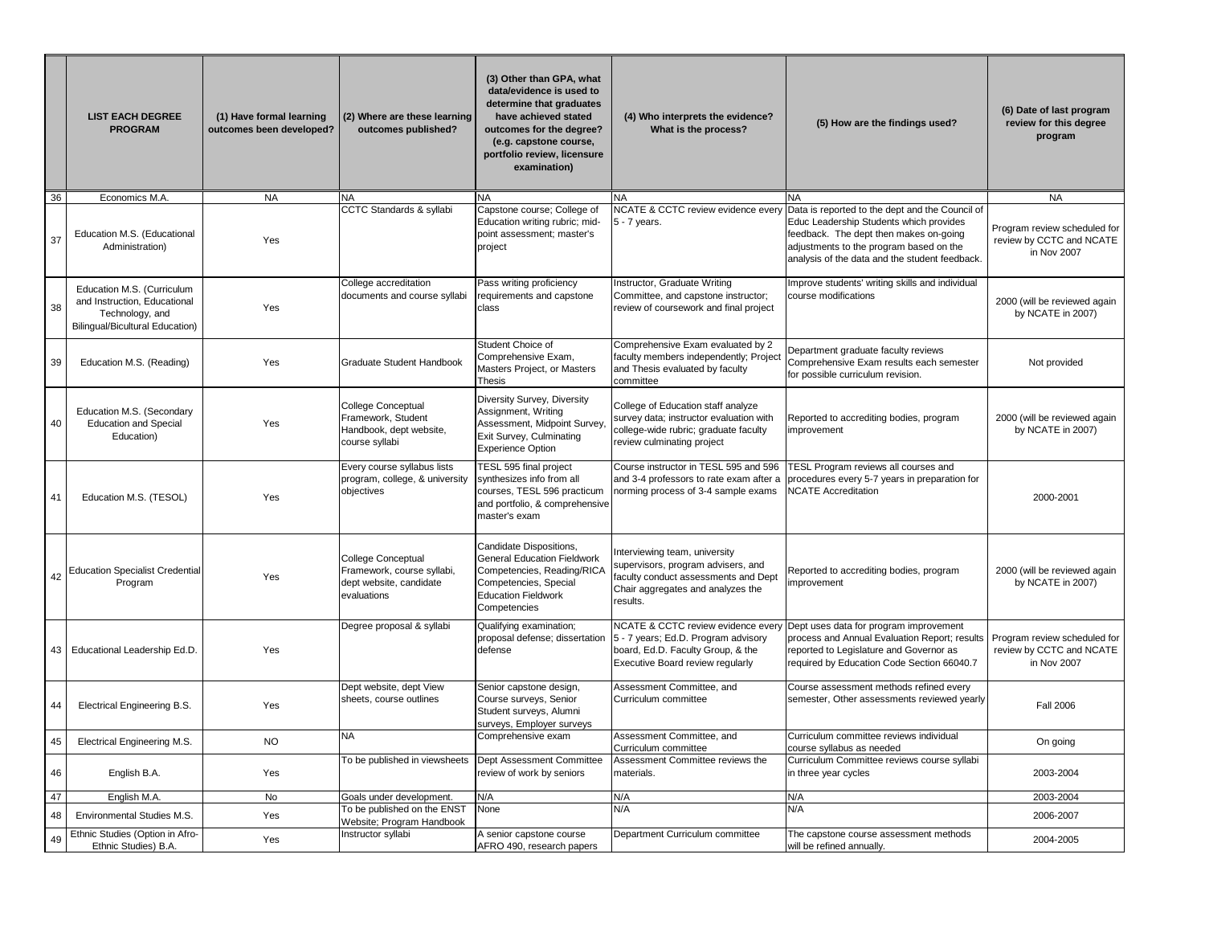|  | LIST EACH DEGREE PROGRAM | (1) Have formal learning outcomes been developed? | (2) Where are these learning outcomes published? | (3) Other than GPA, what data/evidence is used to determine that graduates have achieved stated outcomes for the degree? (e.g. capstone course, portfolio review, licensure examination) | (4) Who interprets the evidence? What is the process? | (5) How are the findings used? | (6) Date of last program review for this degree program |
|---|---|---|---|---|---|---|---|
| 36 | Economics M.A. | NA | NA | NA | NA | NA | NA |
| 37 | Education M.S. (Educational Administration) | Yes | CCTC Standards & syllabi | Capstone course; College of Education writing rubric; mid-point assessment; master's project | NCATE & CCTC review evidence every 5 - 7 years. | Data is reported to the dept and the Council of Educ Leadership Students which provides feedback. The dept then makes on-going adjustments to the program based on the analysis of the data and the student feedback. | Program review scheduled for review by CCTC and NCATE in Nov 2007 |
| 38 | Education M.S. (Curriculum and Instruction, Educational Technology, and Bilingual/Bicultural Education) | Yes | College accreditation documents and course syllabi | Pass writing proficiency requirements and capstone class | Instructor, Graduate Writing Committee, and capstone instructor; review of coursework and final project | Improve students' writing skills and individual course modifications | 2000 (will be reviewed again by NCATE in 2007) |
| 39 | Education M.S. (Reading) | Yes | Graduate Student Handbook | Student Choice of Comprehensive Exam, Masters Project, or Masters Thesis | Comprehensive Exam evaluated by 2 faculty members independently; Project and Thesis evaluated by faculty committee | Department graduate faculty reviews Comprehensive Exam results each semester for possible curriculum revision. | Not provided |
| 40 | Education M.S. (Secondary Education and Special Education) | Yes | College Conceptual Framework, Student Handbook, dept website, course syllabi | Diversity Survey, Diversity Assignment, Writing Assessment, Midpoint Survey, Exit Survey, Culminating Experience Option | College of Education staff analyze survey data; instructor evaluation with college-wide rubric; graduate faculty review culminating project | Reported to accrediting bodies, program improvement | 2000 (will be reviewed again by NCATE in 2007) |
| 41 | Education M.S. (TESOL) | Yes | Every course syllabus lists program, college, & university objectives | TESL 595 final project synthesizes info from all courses, TESL 596 practicum and portfolio, & comprehensive master's exam | Course instructor in TESL 595 and 596 and 3-4 professors to rate exam after a norming process of 3-4 sample exams | TESL Program reviews all courses and procedures every 5-7 years in preparation for NCATE Accreditation | 2000-2001 |
| 42 | Education Specialist Credential Program | Yes | College Conceptual Framework, course syllabi, dept website, candidate evaluations | Candidate Dispositions, General Education Fieldwork Competencies, Reading/RICA Competencies, Special Education Fieldwork Competencies | Interviewing team, university supervisors, program advisers, and faculty conduct assessments and Dept Chair aggregates and analyzes the results. | Reported to accrediting bodies, program improvement | 2000 (will be reviewed again by NCATE in 2007) |
| 43 | Educational Leadership Ed.D. | Yes | Degree proposal & syllabi | Qualifying examination; proposal defense; dissertation defense | NCATE & CCTC review evidence every 5 - 7 years; Ed.D. Program advisory board, Ed.D. Faculty Group, & the Executive Board review regularly | Dept uses data for program improvement process and Annual Evaluation Report; results reported to Legislature and Governor as required by Education Code Section 66040.7 | Program review scheduled for review by CCTC and NCATE in Nov 2007 |
| 44 | Electrical Engineering B.S. | Yes | Dept website, dept View sheets, course outlines | Senior capstone design, Course surveys, Senior Student surveys, Alumni surveys, Employer surveys | Assessment Committee, and Curriculum committee | Course assessment methods refined every semester, Other assessments reviewed yearly | Fall 2006 |
| 45 | Electrical Engineering M.S. | NO | NA | Comprehensive exam | Assessment Committee, and Curriculum committee | Curriculum committee reviews individual course syllabus as needed | On going |
| 46 | English B.A. | Yes | To be published in viewsheets | Dept Assessment Committee review of work by seniors | Assessment Committee reviews the materials. | Curriculum Committee reviews course syllabi in three year cycles | 2003-2004 |
| 47 | English M.A. | No | Goals under development. | N/A | N/A | N/A | 2003-2004 |
| 48 | Environmental Studies M.S. | Yes | To be published on the ENST Website; Program Handbook | None | N/A | N/A | 2006-2007 |
| 49 | Ethnic Studies (Option in Afro-Ethnic Studies) B.A. | Yes | Instructor syllabi | A senior capstone course AFRO 490, research papers | Department Curriculum committee | The capstone course assessment methods will be refined annually. | 2004-2005 |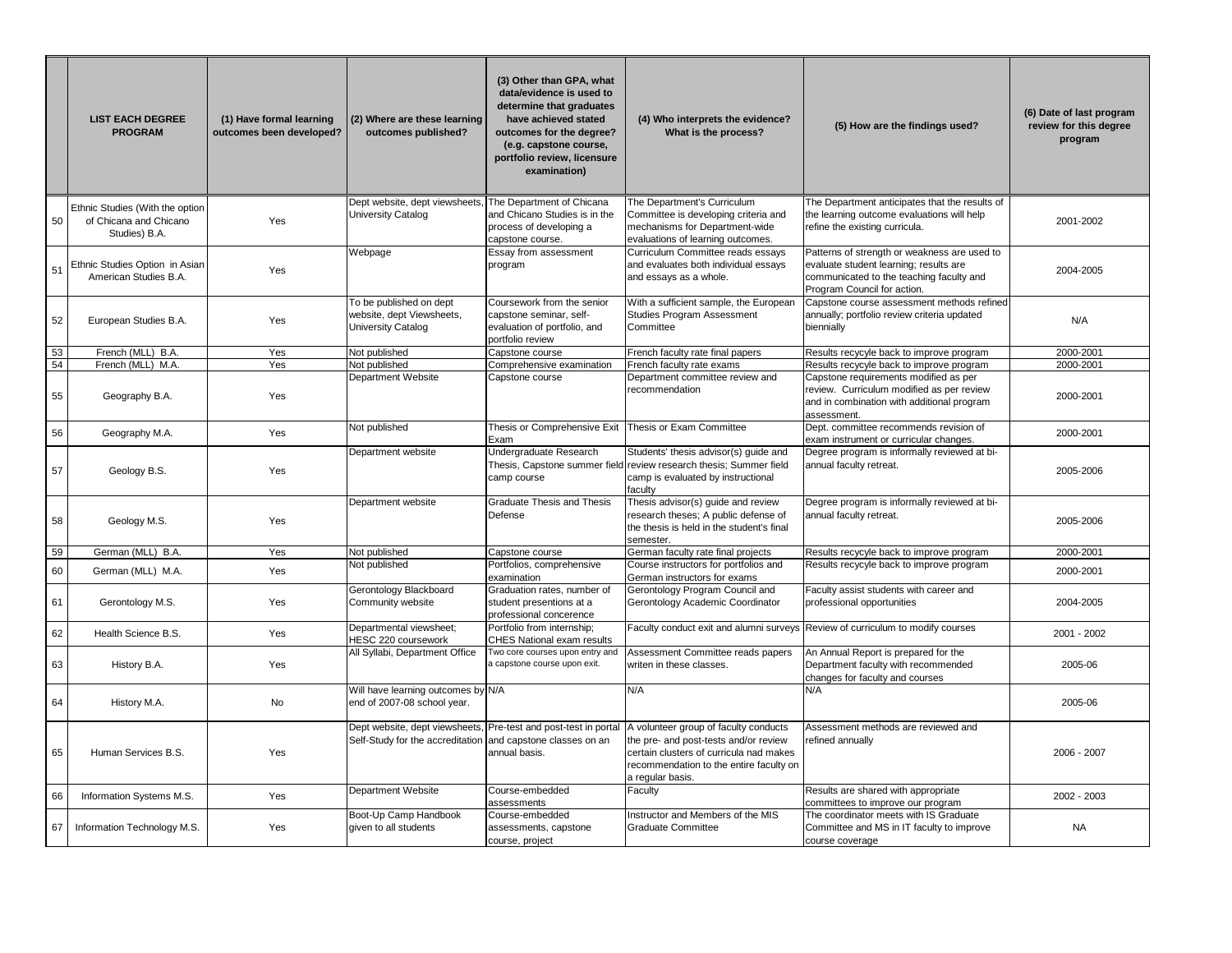| | LIST EACH DEGREE PROGRAM | (1) Have formal learning outcomes been developed? | (2) Where are these learning outcomes published? | (3) Other than GPA, what data/evidence is used to determine that graduates have achieved stated outcomes for the degree? (e.g. capstone course, portfolio review, licensure examination) | (4) Who interprets the evidence? What is the process? | (5) How are the findings used? | (6) Date of last program review for this degree program |
|---|---|---|---|---|---|---|---|
| 50 | Ethnic Studies (With the option of Chicana and Chicano Studies) B.A. | Yes | Dept website, dept viewsheets, University Catalog | The Department of Chicana and Chicano Studies is in the process of developing a capstone course. | The Department's Curriculum Committee is developing criteria and mechanisms for Department-wide evaluations of learning outcomes. | The Department anticipates that the results of the learning outcome evaluations will help refine the existing curricula. | 2001-2002 |
| 51 | Ethnic Studies Option in Asian American Studies B.A. | Yes | Webpage | Essay from assessment program | Curriculum Committee reads essays and evaluates both individual essays and essays as a whole. | Patterns of strength or weakness are used to evaluate student learning; results are communicated to the teaching faculty and Program Council for action. | 2004-2005 |
| 52 | European Studies B.A. | Yes | To be published on dept website, dept Viewsheets, University Catalog | Coursework from the senior capstone seminar, self-evaluation of portfolio, and portfolio review | With a sufficient sample, the European Studies Program Assessment Committee | Capstone course assessment methods refined annually; portfolio review criteria updated biennially | N/A |
| 53 | French (MLL) B.A. | Yes | Not published | Capstone course | French faculty rate final papers | Results recyycle back to improve program | 2000-2001 |
| 54 | French (MLL) M.A. | Yes | Not published | Comprehensive examination | French faculty rate exams | Results recyycle back to improve program | 2000-2001 |
| 55 | Geography B.A. | Yes | Department Website | Capstone course | Department committee review and recommendation | Capstone requirements modified as per review. Curriculum modified as per review and in combination with additional program assessment. | 2000-2001 |
| 56 | Geography M.A. | Yes | Not published | Thesis or Comprehensive Exit Exam | Thesis or Exam Committee | Dept. committee recommends revision of exam instrument or curricular changes. | 2000-2001 |
| 57 | Geology B.S. | Yes | Department website | Undergraduate Research Thesis, Capstone summer field camp course | Students' thesis advisor(s) guide and review research thesis; Summer field camp is evaluated by instructional faculty | Degree program is informally reviewed at bi-annual faculty retreat. | 2005-2006 |
| 58 | Geology M.S. | Yes | Department website | Graduate Thesis and Thesis Defense | Thesis advisor(s) guide and review research theses; A public defense of the thesis is held in the student's final semester. | Degree program is informally reviewed at bi-annual faculty retreat. | 2005-2006 |
| 59 | German (MLL) B.A. | Yes | Not published | Capstone course | German faculty rate final projects | Results recyycle back to improve program | 2000-2001 |
| 60 | German (MLL) M.A. | Yes | Not published | Portfolios, comprehensive examination | Course instructors for portfolios and German instructors for exams | Results recyycle back to improve program | 2000-2001 |
| 61 | Gerontology M.S. | Yes | Gerontology Blackboard Community website | Graduation rates, number of student presentions at a professional concerence | Gerontology Program Council and Gerontology Academic Coordinator | Faculty assist students with career and professional opportunities | 2004-2005 |
| 62 | Health Science B.S. | Yes | Departmental viewsheet; HESC 220 coursework | Portfolio from internship; CHES National exam results | Faculty conduct exit and alumni surveys | Review of curriculum to modify courses | 2001 - 2002 |
| 63 | History B.A. | Yes | All Syllabi, Department Office | Two core courses upon entry and a capstone course upon exit. | Assessment Committee reads papers writen in these classes. | An Annual Report is prepared for the Department faculty with recommended changes for faculty and courses | 2005-06 |
| 64 | History M.A. | No | Will have learning outcomes by end of 2007-08 school year. | N/A | N/A | N/A | 2005-06 |
| 65 | Human Services B.S. | Yes | Dept website, dept viewsheets, Self-Study for the accreditation | Pre-test and post-test in portal and capstone classes on an annual basis. | A volunteer group of faculty conducts the pre- and post-tests and/or review certain clusters of curricula nad makes recommendation to the entire faculty on a regular basis. | Assessment methods are reviewed and refined annually | 2006 - 2007 |
| 66 | Information Systems M.S. | Yes | Department Website | Course-embedded assessments | Faculty | Results are shared with appropriate committees to improve our program | 2002 - 2003 |
| 67 | Information Technology M.S. | Yes | Boot-Up Camp Handbook given to all students | Course-embedded assessments, capstone course, project | Instructor and Members of the MIS Graduate Committee | The coordinator meets with IS Graduate Committee and MS in IT faculty to improve course coverage | NA |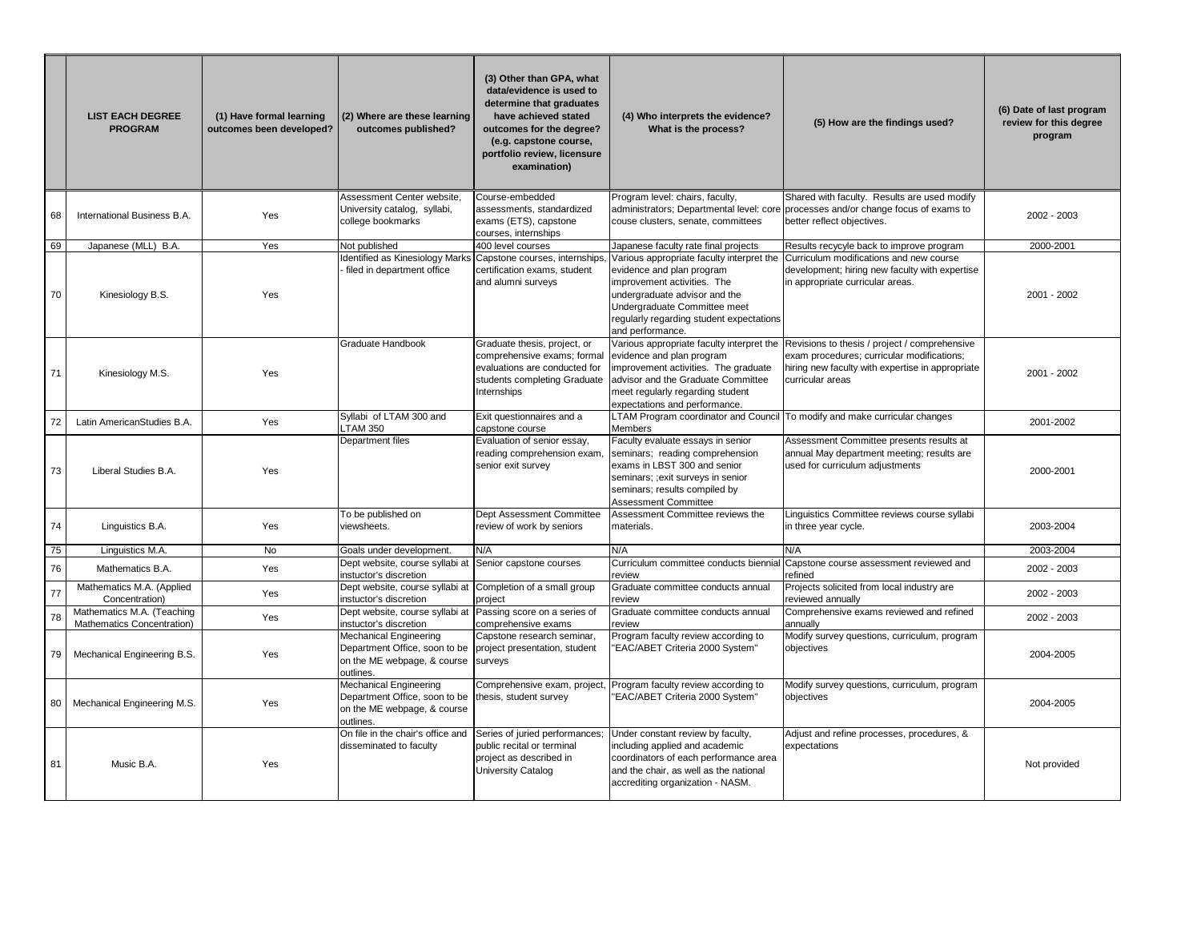| | LIST EACH DEGREE PROGRAM | (1) Have formal learning outcomes been developed? | (2) Where are these learning outcomes published? | (3) Other than GPA, what data/evidence is used to determine that graduates have achieved stated outcomes for the degree? (e.g. capstone course, portfolio review, licensure examination) | (4) Who interprets the evidence? What is the process? | (5) How are the findings used? | (6) Date of last program review for this degree program |
|---|---|---|---|---|---|---|---|
| 68 | International Business B.A. | Yes | Assessment Center website, University catalog, syllabi, college bookmarks | Course-embedded assessments, standardized exams (ETS), capstone couses, internships | Program level: chairs, faculty, administrators; Departmental level: core couse clusters, senate, committees | Shared with faculty. Results are used modify processes and/or change focus of exams to better reflect objectives. | 2002 - 2003 |
| 69 | Japanese (MLL) B.A. | Yes | Not published | 400 level courses | Japanese faculty rate final projects | Results recycyle back to improve program | 2000-2001 |
| 70 | Kinesiology B.S. | Yes | Identified as Kinesiology Marks - filed in department office | Capstone courses, internships, certification exams, student and alumni surveys | Various appropriate faculty interpret the evidence and plan program improvement activities. The undergraduate advisor and the Undergraduate Committee meet regularly regarding student expectations and performance. | Curriculum modifications and new course development; hiring new faculty with expertise in appropriate curricular areas. | 2001 - 2002 |
| 71 | Kinesiology M.S. | Yes | Graduate Handbook | Graduate thesis, project, or comprehensive exams; formal evaluations are conducted for students completing Graduate Internships | Various appropriate faculty interpret the evidence and plan program improvement activities. The graduate advisor and the Graduate Committee meet regularly regarding student expectations and performance. | Revisions to thesis / project / comprehensive exam procedures; curricular modifications; hiring new faculty with expertise in appropriate curricular areas | 2001 - 2002 |
| 72 | Latin AmericanStudies B.A. | Yes | Syllabi of LTAM 300 and LTAM 350 | Exit questionnaires and a capstone course | LTAM Program coordinator and Council Members | To modify and make curricular changes | 2001-2002 |
| 73 | Liberal Studies B.A. | Yes | Department files | Evaluation of senior essay, reading comprehension exam, senior exit survey | Faculty evaluate essays in senior seminars; reading comprehension exams in LBST 300 and senior seminars; ;exit surveys in senior seminars; results compiled by Assessment Committee | Assessment Committee presents results at annual May department meeting; results are used for curriculum adjustments | 2000-2001 |
| 74 | Linguistics B.A. | Yes | To be published on viewsheets. | Dept Assessment Committee review of work by seniors | Assessment Committee reviews the materials. | Linguistics Committee reviews course syllabi in three year cycle. | 2003-2004 |
| 75 | Linguistics M.A. | No | Goals under development. | N/A | N/A | N/A | 2003-2004 |
| 76 | Mathematics B.A. | Yes | Dept website, course syllabi at instuctor's discretion | Senior capstone courses | Curriculum committee conducts biennial review | Capstone course assessment reviewed and refined | 2002 - 2003 |
| 77 | Mathematics M.A. (Applied Concentration) | Yes | Dept website, course syllabi at instuctor's discretion | Completion of a small group project | Graduate committee conducts annual review | Projects solicited from local industry are reviewed annually | 2002 - 2003 |
| 78 | Mathematics M.A. (Teaching Mathematics Concentration) | Yes | Dept website, course syllabi at instuctor's discretion | Passing score on a series of comprehensive exams | Graduate committee conducts annual review | Comprehensive exams reviewed and refined annually | 2002 - 2003 |
| 79 | Mechanical Engineering B.S. | Yes | Mechanical Engineering Department Office, soon to be on the ME webpage, & course outlines. | Capstone research seminar, project presentation, student surveys | Program faculty review according to "EAC/ABET Criteria 2000 System" | Modify survey questions, curriculum, program objectives | 2004-2005 |
| 80 | Mechanical Engineering M.S. | Yes | Mechanical Engineering Department Office, soon to be on the ME webpage, & course outlines. | Comprehensive exam, project, thesis, student survey | Program faculty review according to "EAC/ABET Criteria 2000 System" | Modify survey questions, curriculum, program objectives | 2004-2005 |
| 81 | Music B.A. | Yes | On file in the chair's office and disseminated to faculty | Series of juried performances; public recital or terminal project as described in University Catalog | Under constant review by faculty, including applied and academic coordinators of each performance area and the chair, as well as the national accrediting organization - NASM. | Adjust and refine processes, procedures, & expectations | Not provided |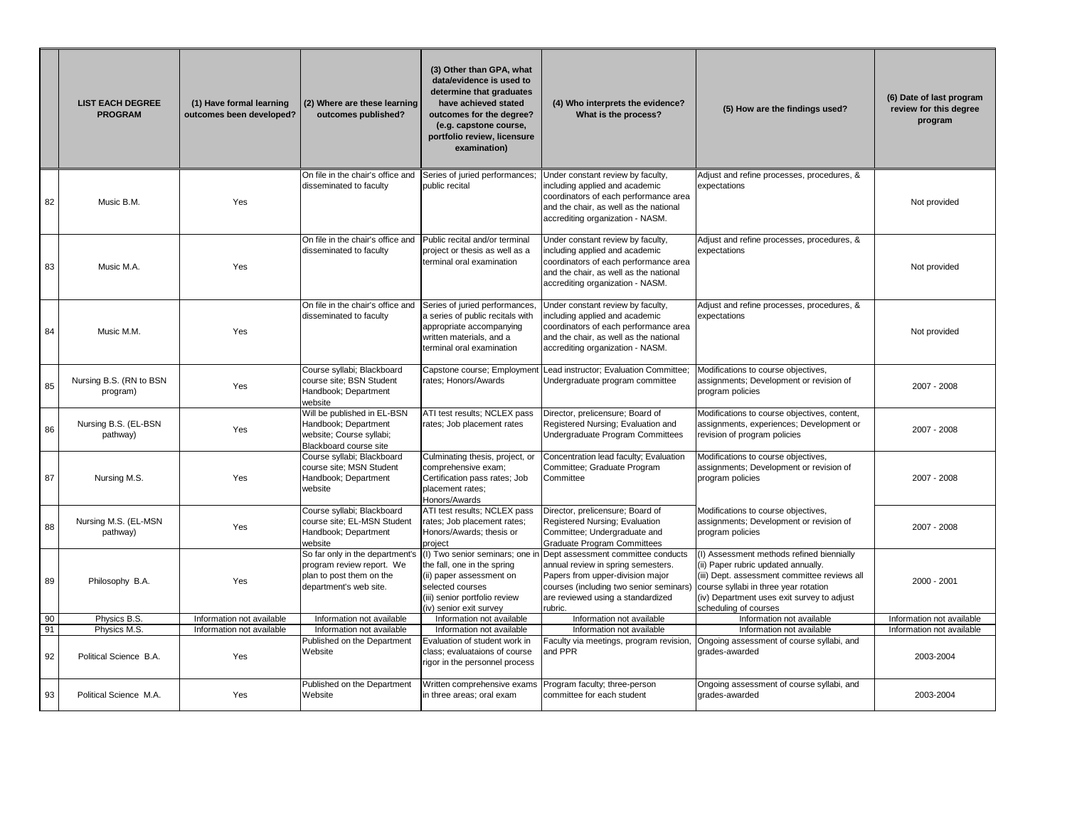| | LIST EACH DEGREE PROGRAM | (1) Have formal learning outcomes been developed? | (2) Where are these learning outcomes published? | (3) Other than GPA, what data/evidence is used to determine that graduates have achieved stated outcomes for the degree? (e.g. capstone course, portfolio review, licensure examination) | (4) Who interprets the evidence? What is the process? | (5) How are the findings used? | (6) Date of last program review for this degree program |
|---|---|---|---|---|---|---|---|
| 82 | Music B.M. | Yes | On file in the chair's office and disseminated to faculty | Series of juried performances; public recital | Under constant review by faculty, including applied and academic coordinators of each performance area and the chair, as well as the national accrediting organization - NASM. | Adjust and refine processes, procedures, & expectations | Not provided |
| 83 | Music M.A. | Yes | On file in the chair's office and disseminated to faculty | Public recital and/or terminal project or thesis as well as a terminal oral examination | Under constant review by faculty, including applied and academic coordinators of each performance area and the chair, as well as the national accrediting organization - NASM. | Adjust and refine processes, procedures, & expectations | Not provided |
| 84 | Music M.M. | Yes | On file in the chair's office and disseminated to faculty | Series of juried performances, a series of public recitals with appropriate accompanying written materials, and a terminal oral examination | Under constant review by faculty, including applied and academic coordinators of each performance area and the chair, as well as the national accrediting organization - NASM. | Adjust and refine processes, procedures, & expectations | Not provided |
| 85 | Nursing B.S. (RN to BSN program) | Yes | Course syllabi; Blackboard course site; BSN Student Handbook; Department website | Capstone course; Employment rates; Honors/Awards | Lead instructor; Evaluation Committee; Undergraduate program committee | Modifications to course objectives, assignments; Development or revision of program policies | 2007 - 2008 |
| 86 | Nursing B.S. (EL-BSN pathway) | Yes | Will be published in EL-BSN Handbook; Department website; Course syllabi; Blackboard course site | ATI test results; NCLEX pass rates; Job placement rates | Director, prelicensure; Board of Registered Nursing; Evaluation and Undergraduate Program Committees | Modifications to course objectives, content, assignments, experiences; Development or revision of program policies | 2007 - 2008 |
| 87 | Nursing M.S. | Yes | Course syllabi; Blackboard course site; MSN Student Handbook; Department website | Culminating thesis, project, or comprehensive exam; Certification pass rates; Job placement rates; Honors/Awards | Concentration lead faculty; Evaluation Committee; Graduate Program Committee | Modifications to course objectives, assignments; Development or revision of program policies | 2007 - 2008 |
| 88 | Nursing M.S. (EL-MSN pathway) | Yes | Course syllabi; Blackboard course site; EL-MSN Student Handbook; Department website | ATI test results; NCLEX pass rates; Job placement rates; Honors/Awards; thesis or project | Director, prelicensure; Board of Registered Nursing; Evaluation Committee; Undergraduate and Graduate Program Committees | Modifications to course objectives, assignments; Development or revision of program policies | 2007 - 2008 |
| 89 | Philosophy B.A. | Yes | So far only in the department's program review report. We plan to post them on the department's web site. | (I) Two senior seminars; one in the fall, one in the spring (ii) paper assessment on selected courses (iii) senior portfolio review (iv) senior exit survey | Dept assessment committee conducts annual review in spring semesters. Papers from upper-division major courses (including two senior seminars) are reviewed using a standardized rubric. | (I) Assessment methods refined biennially (ii) Paper rubric updated annually. (iii) Dept. assessment committee reviews all course syllabi in three year rotation (iv) Department uses exit survey to adjust scheduling of courses | 2000 - 2001 |
| 90 | Physics B.S. | Information not available | Information not available | Information not available | Information not available | Information not available | Information not available |
| 91 | Physics M.S. | Information not available | Information not available | Information not available | Information not available | Information not available | Information not available |
| 92 | Political Science B.A. | Yes | Published on the Department Website | Evaluation of student work in class; evaluataions of course rigor in the personnel process | Faculty via meetings, program revision, and PPR | Ongoing assessment of course syllabi, and grades-awarded | 2003-2004 |
| 93 | Political Science M.A. | Yes | Published on the Department Website | Written comprehensive exams in three areas; oral exam | Program faculty; three-person committee for each student | Ongoing assessment of course syllabi, and grades-awarded | 2003-2004 |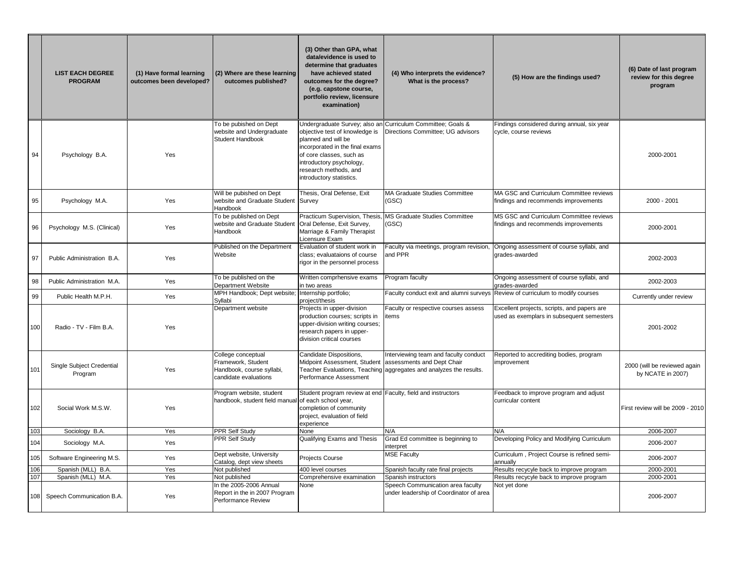| | LIST EACH DEGREE PROGRAM | (1) Have formal learning outcomes been developed? | (2) Where are these learning outcomes published? | (3) Other than GPA, what data/evidence is used to determine that graduates have achieved stated outcomes for the degree? (e.g. capstone course, portfolio review, licensure examination) | (4) Who interprets the evidence? What is the process? | (5) How are the findings used? | (6) Date of last program review for this degree program |
|---|---|---|---|---|---|---|---|
| 94 | Psychology B.A. | Yes | To be pubished on Dept website and Undergraduate Student Handbook | Undergraduate Survey; also an objective test of knowledge is planned and will be incorporated in the final exams of core classes, such as introductory psychology, research methods, and introductory statistics. | Curriculum Committee; Goals & Directions Committee; UG advisors | Findings considered during annual, six year cycle, course reviews | 2000-2001 |
| 95 | Psychology M.A. | Yes | Will be pubished on Dept website and Graduate Student Handbook | Thesis, Oral Defense, Exit Survey | MA Graduate Studies Committee (GSC) | MA GSC and Curriculum Committee reviews findings and recommends improvements | 2000 - 2001 |
| 96 | Psychology M.S. (Clinical) | Yes | To be published on Dept website and Graduate Student Handbook | Practicum Supervision, Thesis, Oral Defense, Exit Survey, Marriage & Family Therapist Licensure Exam | MS Graduate Studies Committee (GSC) | MS GSC and Curriculum Committee reviews findings and recommends improvements | 2000-2001 |
| 97 | Public Administration B.A. | Yes | Published on the Department Website | Evaluation of student work in class; evaluataions of course rigor in the personnel process | Faculty via meetings, program revision, and PPR | Ongoing assessment of course syllabi, and grades-awarded | 2002-2003 |
| 98 | Public Administration M.A. | Yes | To be published on the Department Website | Written comprhensive exams in two areas | Program faculty | Ongoing assessment of course syllabi, and grades-awarded | 2002-2003 |
| 99 | Public Health M.P.H. | Yes | MPH Handbook; Dept website; Syllabi | Internship portfolio; project/thesis | Faculty conduct exit and alumni surveys | Review of curriculum to modify courses | Currently under review |
| 100 | Radio - TV - Film B.A. | Yes | Department website | Projects in upper-division production courses; scripts in upper-division writing courses; research papers in upper-division critical courses | Faculty or respective courses assess items | Excellent projects, scripts, and papers are used as exemplars in subsequent semesters | 2001-2002 |
| 101 | Single Subject Credential Program | Yes | College conceptual Framework, Student Handbook, course syllabi, candidate evaluations | Candidate Dispositions, Midpoint Assessment, Student Teacher Evaluations, Teaching Performance Assessment | Interviewing team and faculty conduct assessments and Dept Chair aggregates and analyzes the results. | Reported to accrediting bodies, program improvement | 2000 (will be reviewed again by NCATE in 2007) |
| 102 | Social Work M.S.W. | Yes | Program website, student handbook, student field manual | Student program review at end of each school year, completion of community project, evaluation of field experience | Faculty, field and instructors | Feedback to improve program and adjust curricular content | First review will be 2009 - 2010 |
| 103 | Sociology B.A. | Yes | PPR Self Study | None | N/A | N/A | 2006-2007 |
| 104 | Sociology M.A. | Yes | PPR Self Study | Qualifying Exams and Thesis | Grad Ed committee is beginning to interpret | Developing Policy and Modifying Curriculum | 2006-2007 |
| 105 | Software Engineering M.S. | Yes | Dept website, University Catalog, dept view sheets | Projects Course | MSE Faculty | Curriculum , Project Course is refined semi-annually | 2006-2007 |
| 106 | Spanish (MLL) B.A. | Yes | Not published | 400 level courses | Spanish faculty rate final projects | Results recycyle back to improve program | 2000-2001 |
| 107 | Spanish (MLL) M.A. | Yes | Not published | Comprehensive examination | Spanish instructors | Results recycyle back to improve program | 2000-2001 |
| 108 | Speech Communication B.A. | Yes | In the 2005-2006 Annual Report in the in 2007 Program Performance Review | None | Speech Communication area faculty under leadership of Coordinator of area | Not yet done | 2006-2007 |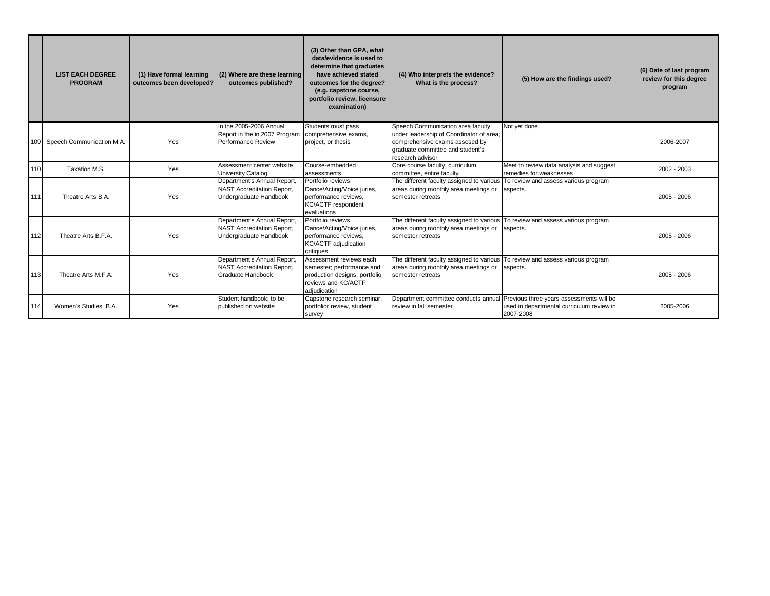| | LIST EACH DEGREE PROGRAM | (1) Have formal learning outcomes been developed? | (2) Where are these learning outcomes published? | (3) Other than GPA, what data/evidence is used to determine that graduates have achieved stated outcomes for the degree? (e.g. capstone course, portfolio review, licensure examination) | (4) Who interprets the evidence? What is the process? | (5) How are the findings used? | (6) Date of last program review for this degree program |
|---|---|---|---|---|---|---|---|
| 109 | Speech Communication M.A. | Yes | In the 2005-2006 Annual Report in the in 2007 Program Performance Review | Students must pass comprehensive exams, project, or thesis | Speech Communication area faculty under leadership of Coordinator of area; comprehensive exams assesed by graduate committee and student's research advisor | Not yet done | 2006-2007 |
| 110 | Taxation M.S. | Yes | Assessment center website, University Catalog | Course-embedded assessments | Core course faculty, curriculum committee, entire faculty | Meet to review data analysis and suggest remedies for weaknesses | 2002 - 2003 |
| 111 | Theatre Arts B.A. | Yes | Department's Annual Report, NAST Accreditation Report, Undergraduate Handbook | Portfolio reviews, Dance/Acting/Voice juries, performance reviews, KC/ACTF respondent evaluations | The different faculty assigned to various areas during monthly area meetings or semester retreats | To review and assess various program aspects. | 2005 - 2006 |
| 112 | Theatre Arts B.F.A. | Yes | Department's Annual Report, NAST Accreditation Report, Undergraduate Handbook | Portfolio reviews, Dance/Acting/Voice juries, performance reviews, KC/ACTF adjudication critiques | The different faculty assigned to various areas during monthly area meetings or semester retreats | To review and assess various program aspects. | 2005 - 2006 |
| 113 | Theatre Arts M.F.A. | Yes | Department's Annual Report, NAST Accreditation Report, Graduate Handbook | Assessment reviews each semester; performance and production designs; portfolio reviews and KC/ACTF adjudication | The different faculty assigned to various areas during monthly area meetings or semester retreats | To review and assess various program aspects. | 2005 - 2006 |
| 114 | Women's Studies B.A. | Yes | Student handbook; to be published on website | Capstone research seminar, portfolior review, student survey | Department committee conducts annual review in fall semester | Previous three years assessments will be used in departmental curriculum review in 2007-2008 | 2005-2006 |